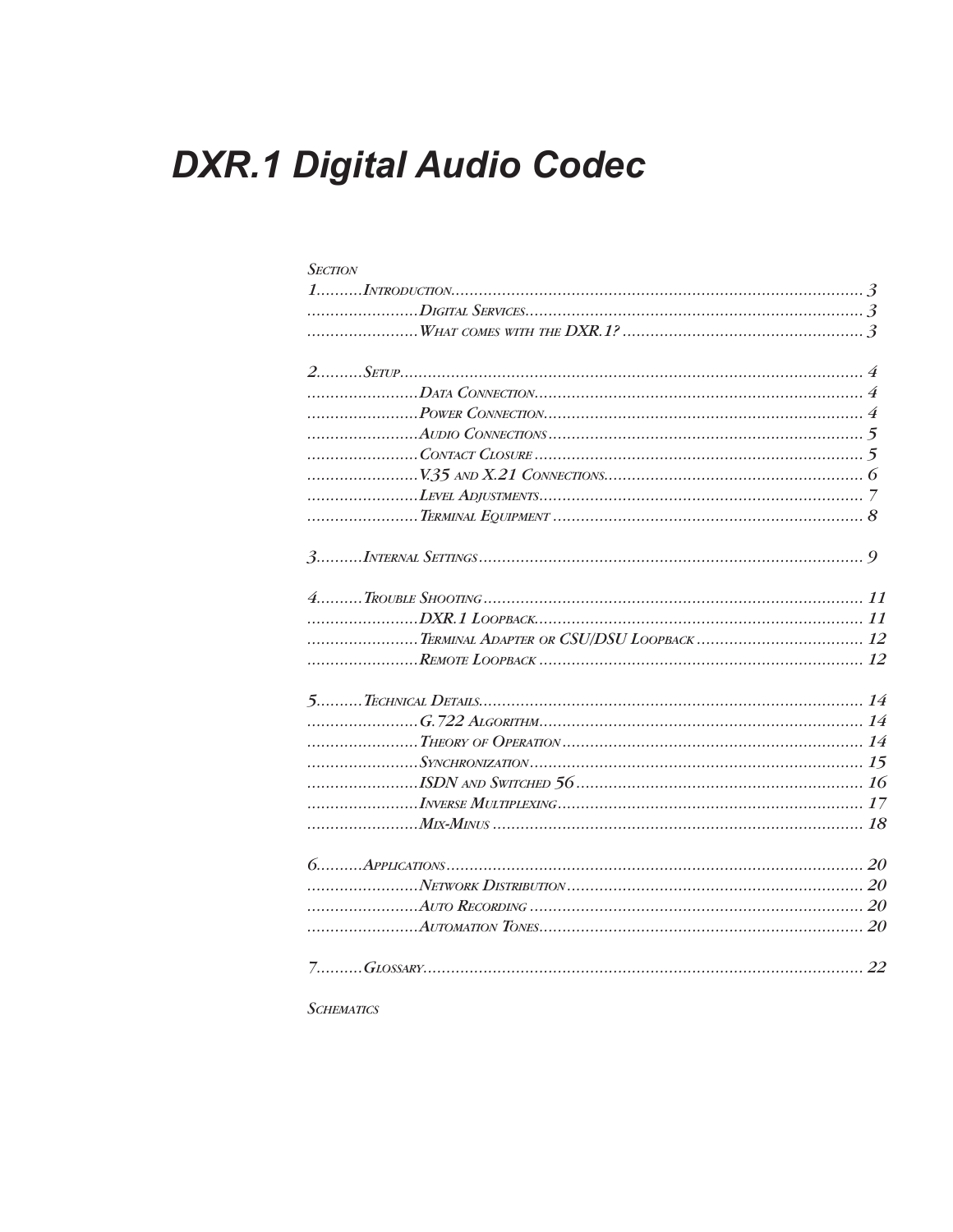# DXR.1 Digital Audio Codec

SECTION

1..........INTRODUCTION........................................................................................ 3
........................DIGITAL SERVICES........................................................................ 3
........................WHAT COMES WITH THE DXR.1? .................................................... 3

2..........SETUP.................................................................................................. 4
........................DATA CONNECTION..................................................................... 4
........................POWER CONNECTION................................................................... 4
........................AUDIO CONNECTIONS .................................................................. 5
........................CONTACT CLOSURE ..................................................................... 5
........................V.35 AND X.21 CONNECTIONS....................................................... 6
........................LEVEL ADJUSTMENTS.................................................................... 7
........................TERMINAL EQUIPMENT ................................................................. 8

3..........INTERNAL SETTINGS................................................................................. 9

4..........TROUBLE SHOOTING ............................................................................... 11
........................DXR.1 LOOPBACK..................................................................... 11
........................TERMINAL ADAPTER OR CSU/DSU LOOPBACK ................................... 12
........................REMOTE LOOPBACK .................................................................... 12

5..........TECHNICAL DETAILS................................................................................ 14
........................G.722 ALGORITHM..................................................................... 14
........................THEORY OF OPERATION ............................................................... 14
........................SYNCHRONIZATION...................................................................... 15
........................ISDN AND SWITCHED 56 ............................................................ 16
........................INVERSE MULTIPLEXING................................................................ 17
........................MIX-MINUS ............................................................................... 18

6..........APPLICATIONS ....................................................................................... 20
........................NETWORK DISTRIBUTION .............................................................. 20
........................AUTO RECORDING ...................................................................... 20
........................AUTOMATION TONES.................................................................... 20

7..........GLOSSARY............................................................................................ 22

SCHEMATICS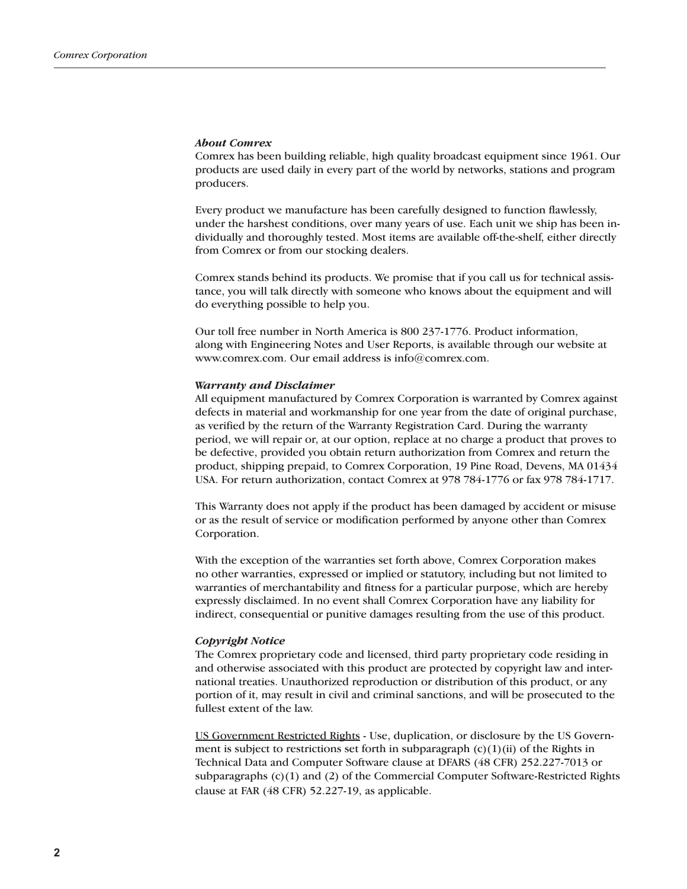### *About Comrex*

Comrex has been building reliable, high quality broadcast equipment since 1961. Our products are used daily in every part of the world by networks, stations and program producers.

Every product we manufacture has been carefully designed to function flawlessly, under the harshest conditions, over many years of use. Each unit we ship has been individually and thoroughly tested. Most items are available off-the-shelf, either directly from Comrex or from our stocking dealers.

Comrex stands behind its products. We promise that if you call us for technical assistance, you will talk directly with someone who knows about the equipment and will do everything possible to help you.

Our toll free number in North America is 800 237-1776. Product information, along with Engineering Notes and User Reports, is available through our website at www.comrex.com. Our email address is info@comrex.com.

### *Warranty and Disclaimer*

All equipment manufactured by Comrex Corporation is warranted by Comrex against defects in material and workmanship for one year from the date of original purchase, as verified by the return of the Warranty Registration Card. During the warranty period, we will repair or, at our option, replace at no charge a product that proves to be defective, provided you obtain return authorization from Comrex and return the product, shipping prepaid, to Comrex Corporation, 19 Pine Road, Devens, MA 01434 USA. For return authorization, contact Comrex at 978 784-1776 or fax 978 784-1717.

This Warranty does not apply if the product has been damaged by accident or misuse or as the result of service or modification performed by anyone other than Comrex Corporation.

With the exception of the warranties set forth above, Comrex Corporation makes no other warranties, expressed or implied or statutory, including but not limited to warranties of merchantability and fitness for a particular purpose, which are hereby expressly disclaimed. In no event shall Comrex Corporation have any liability for indirect, consequential or punitive damages resulting from the use of this product.

### *Copyright Notice*

The Comrex proprietary code and licensed, third party proprietary code residing in and otherwise associated with this product are protected by copyright law and international treaties. Unauthorized reproduction or distribution of this product, or any portion of it, may result in civil and criminal sanctions, and will be prosecuted to the fullest extent of the law.

<u>US Government Restricted Rights</u> - Use, duplication, or disclosure by the US Government is subject to restrictions set forth in subparagraph (c)(1)(ii) of the Rights in Technical Data and Computer Software clause at DFARS (48 CFR) 252.227-7013 or subparagraphs (c)(1) and (2) of the Commercial Computer Software-Restricted Rights clause at FAR (48 CFR) 52.227-19, as applicable.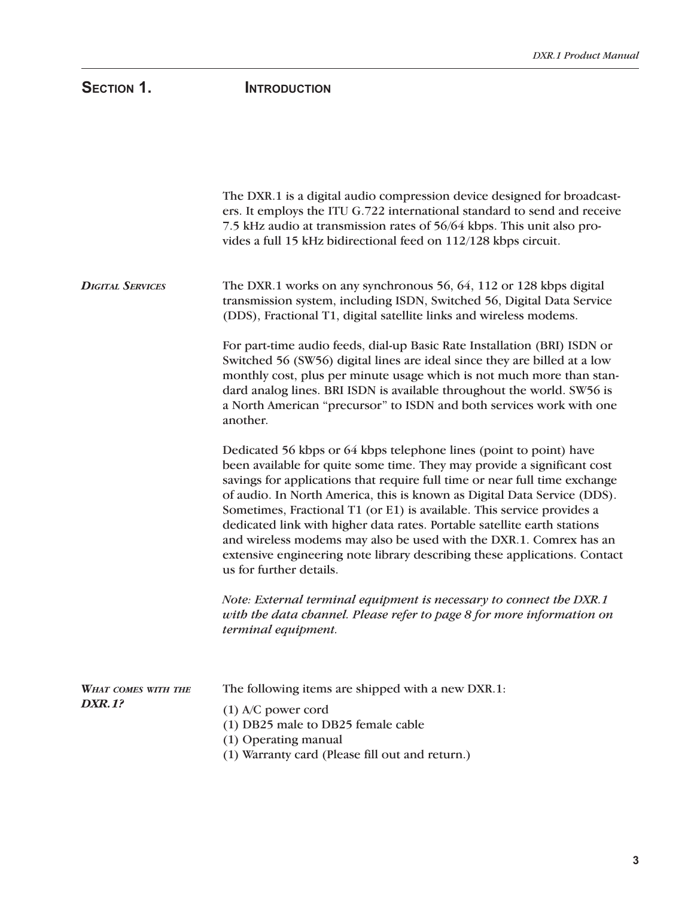# Section 1. Introduction

The DXR.1 is a digital audio compression device designed for broadcasters. It employs the ITU G.722 international standard to send and receive 7.5 kHz audio at transmission rates of 56/64 kbps. This unit also provides a full 15 kHz bidirectional feed on 112/128 kbps circuit.

### *Digital Services*

The DXR.1 works on any synchronous 56, 64, 112 or 128 kbps digital transmission system, including ISDN, Switched 56, Digital Data Service (DDS), Fractional T1, digital satellite links and wireless modems.

For part-time audio feeds, dial-up Basic Rate Installation (BRI) ISDN or Switched 56 (SW56) digital lines are ideal since they are billed at a low monthly cost, plus per minute usage which is not much more than standard analog lines. BRI ISDN is available throughout the world. SW56 is a North American "precursor" to ISDN and both services work with one another.

Dedicated 56 kbps or 64 kbps telephone lines (point to point) have been available for quite some time. They may provide a significant cost savings for applications that require full time or near full time exchange of audio. In North America, this is known as Digital Data Service (DDS). Sometimes, Fractional T1 (or E1) is available. This service provides a dedicated link with higher data rates. Portable satellite earth stations and wireless modems may also be used with the DXR.1. Comrex has an extensive engineering note library describing these applications. Contact us for further details.

*Note: External terminal equipment is necessary to connect the DXR.1 with the data channel. Please refer to page 8 for more information on terminal equipment.*

### *What comes with the DXR.1?*

The following items are shipped with a new DXR.1:

(1) A/C power cord
(1) DB25 male to DB25 female cable
(1) Operating manual
(1) Warranty card (Please fill out and return.)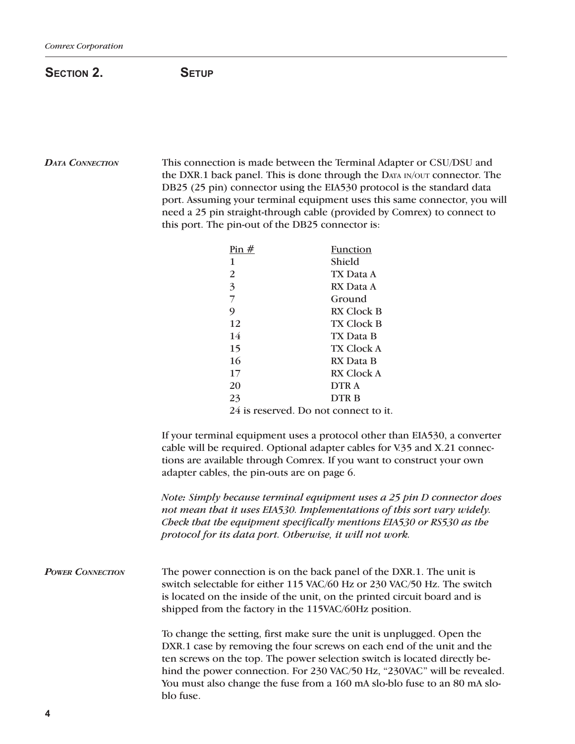## Section 2. Setup

### *Data Connection*

This connection is made between the Terminal Adapter or CSU/DSU and the DXR.1 back panel. This is done through the Data in/out connector. The DB25 (25 pin) connector using the EIA530 protocol is the standard data port. Assuming your terminal equipment uses this same connector, you will need a 25 pin straight-through cable (provided by Comrex) to connect to this port. The pin-out of the DB25 connector is:

| Pin # | Function |
|---|---|
| 1 | Shield |
| 2 | TX Data A |
| 3 | RX Data A |
| 7 | Ground |
| 9 | RX Clock B |
| 12 | TX Clock B |
| 14 | TX Data B |
| 15 | TX Clock A |
| 16 | RX Data B |
| 17 | RX Clock A |
| 20 | DTR A |
| 23 | DTR B |

24 is reserved. Do not connect to it.

If your terminal equipment uses a protocol other than EIA530, a converter cable will be required. Optional adapter cables for V.35 and X.21 connections are available through Comrex. If you want to construct your own adapter cables, the pin-outs are on page 6.

*Note: Simply because terminal equipment uses a 25 pin D connector does not mean that it uses EIA530. Implementations of this sort vary widely. Check that the equipment specifically mentions EIA530 or RS530 as the protocol for its data port. Otherwise, it will not work.*

### *Power Connection*

The power connection is on the back panel of the DXR.1. The unit is switch selectable for either 115 VAC/60 Hz or 230 VAC/50 Hz. The switch is located on the inside of the unit, on the printed circuit board and is shipped from the factory in the 115VAC/60Hz position.

To change the setting, first make sure the unit is unplugged. Open the DXR.1 case by removing the four screws on each end of the unit and the ten screws on the top. The power selection switch is located directly behind the power connection. For 230 VAC/50 Hz, "230VAC" will be revealed. You must also change the fuse from a 160 mA slo-blo fuse to an 80 mA slo-blo fuse.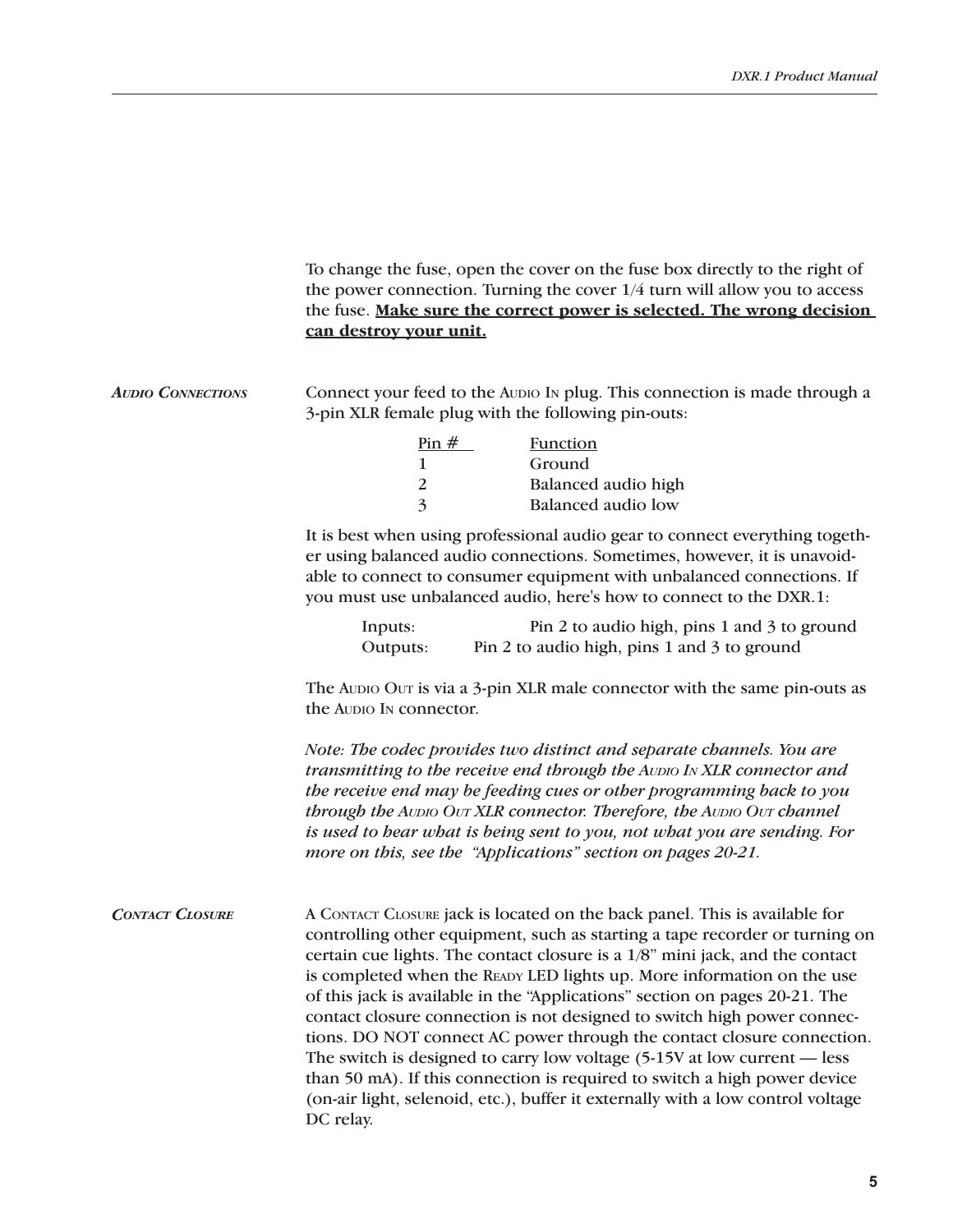To change the fuse, open the cover on the fuse box directly to the right of the power connection. Turning the cover 1/4 turn will allow you to access the fuse. **Make sure the correct power is selected. The wrong decision can destroy your unit.**

### *Audio Connections*

Connect your feed to the Audio In plug. This connection is made through a 3-pin XLR female plug with the following pin-outs:

| Pin # | Function |
|---|---|
| 1 | Ground |
| 2 | Balanced audio high |
| 3 | Balanced audio low |

It is best when using professional audio gear to connect everything together using balanced audio connections. Sometimes, however, it is unavoidable to connect to consumer equipment with unbalanced connections. If you must use unbalanced audio, here's how to connect to the DXR.1:

| | |
|---|---|
| Inputs: | Pin 2 to audio high, pins 1 and 3 to ground |
| Outputs: | Pin 2 to audio high, pins 1 and 3 to ground |

The Audio Out is via a 3-pin XLR male connector with the same pin-outs as the Audio In connector.

*Note: The codec provides two distinct and separate channels. You are transmitting to the receive end through the Audio In XLR connector and the receive end may be feeding cues or other programming back to you through the Audio Out XLR connector. Therefore, the Audio Out channel is used to hear what is being sent to you, not what you are sending. For more on this, see the "Applications" section on pages 20-21.*

### *Contact Closure*

A Contact Closure jack is located on the back panel. This is available for controlling other equipment, such as starting a tape recorder or turning on certain cue lights. The contact closure is a 1/8" mini jack, and the contact is completed when the Ready LED lights up. More information on the use of this jack is available in the "Applications" section on pages 20-21. The contact closure connection is not designed to switch high power connections. DO NOT connect AC power through the contact closure connection. The switch is designed to carry low voltage (5-15V at low current — less than 50 mA). If this connection is required to switch a high power device (on-air light, selenoid, etc.), buffer it externally with a low control voltage DC relay.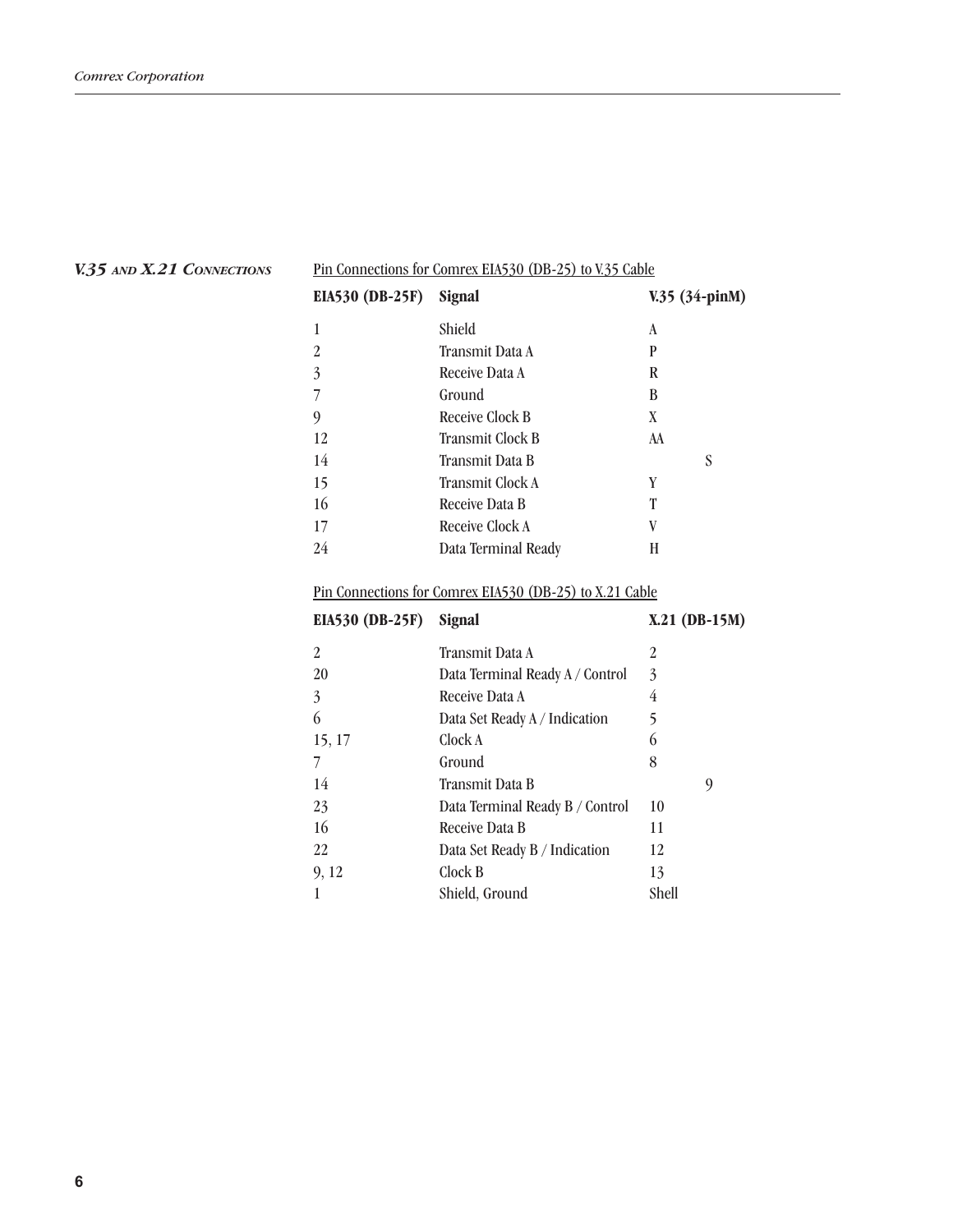## V.35 and X.21 Connections

Pin Connections for Comrex EIA530 (DB-25) to V.35 Cable

| EIA530 (DB-25F) | Signal | V.35 (34-pinM) |
|---|---|---|
| 1 | Shield | A |
| 2 | Transmit Data A | P |
| 3 | Receive Data A | R |
| 7 | Ground | B |
| 9 | Receive Clock B | X |
| 12 | Transmit Clock B | AA |
| 14 | Transmit Data B | S |
| 15 | Transmit Clock A | Y |
| 16 | Receive Data B | T |
| 17 | Receive Clock A | V |
| 24 | Data Terminal Ready | H |

Pin Connections for Comrex EIA530 (DB-25) to X.21 Cable

| EIA530 (DB-25F) | Signal | X.21 (DB-15M) |
|---|---|---|
| 2 | Transmit Data A | 2 |
| 20 | Data Terminal Ready A / Control | 3 |
| 3 | Receive Data A | 4 |
| 6 | Data Set Ready A / Indication | 5 |
| 15, 17 | Clock A | 6 |
| 7 | Ground | 8 |
| 14 | Transmit Data B | 9 |
| 23 | Data Terminal Ready B / Control | 10 |
| 16 | Receive Data B | 11 |
| 22 | Data Set Ready B / Indication | 12 |
| 9, 12 | Clock B | 13 |
| 1 | Shield, Ground | Shell |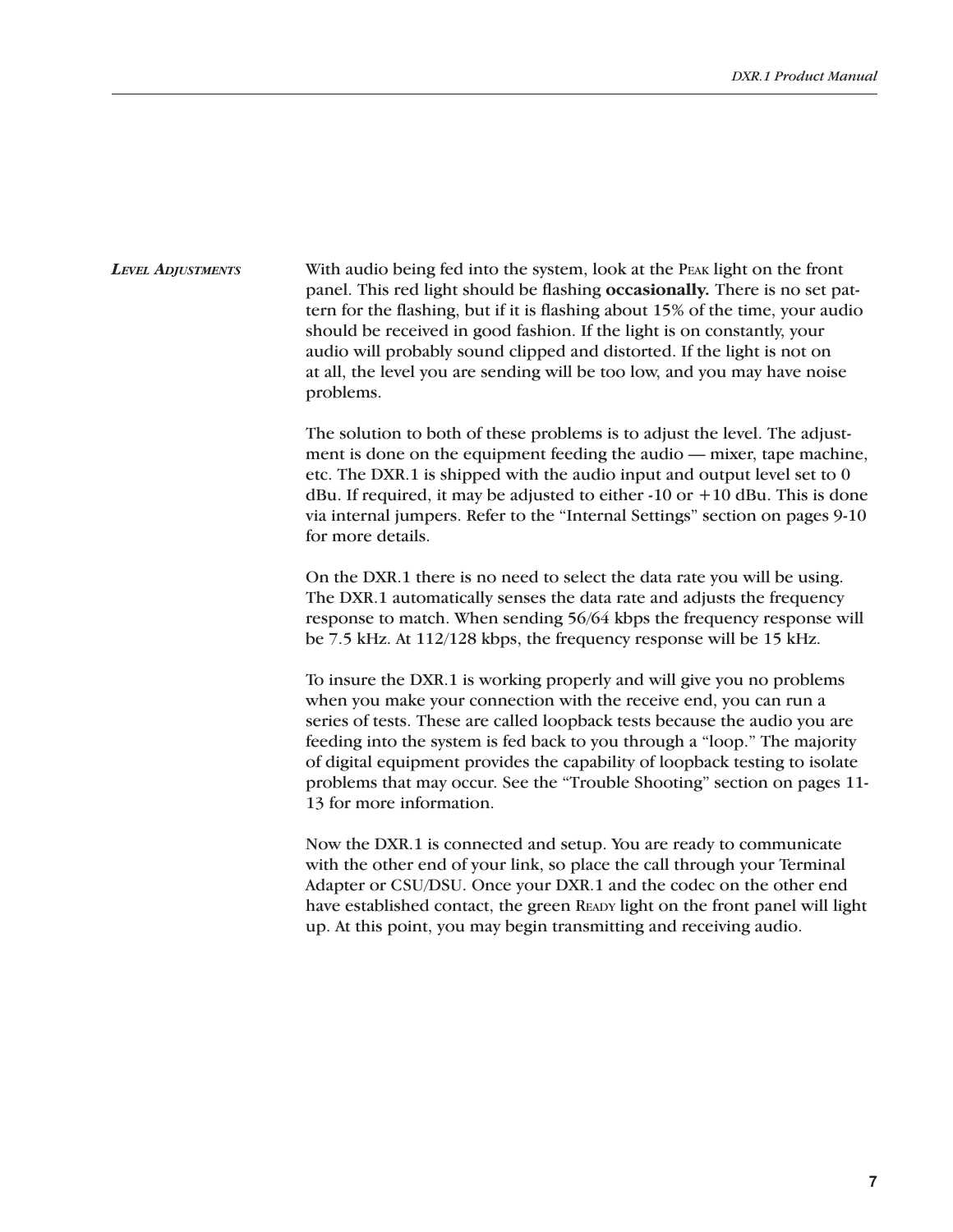## *Level Adjustments*

With audio being fed into the system, look at the Peak light on the front panel. This red light should be flashing **occasionally.** There is no set pattern for the flashing, but if it is flashing about 15% of the time, your audio should be received in good fashion. If the light is on constantly, your audio will probably sound clipped and distorted. If the light is not on at all, the level you are sending will be too low, and you may have noise problems.

The solution to both of these problems is to adjust the level. The adjustment is done on the equipment feeding the audio — mixer, tape machine, etc. The DXR.1 is shipped with the audio input and output level set to 0 dBu. If required, it may be adjusted to either -10 or +10 dBu. This is done via internal jumpers. Refer to the "Internal Settings" section on pages 9-10 for more details.

On the DXR.1 there is no need to select the data rate you will be using. The DXR.1 automatically senses the data rate and adjusts the frequency response to match. When sending 56/64 kbps the frequency response will be 7.5 kHz. At 112/128 kbps, the frequency response will be 15 kHz.

To insure the DXR.1 is working properly and will give you no problems when you make your connection with the receive end, you can run a series of tests. These are called loopback tests because the audio you are feeding into the system is fed back to you through a "loop." The majority of digital equipment provides the capability of loopback testing to isolate problems that may occur. See the "Trouble Shooting" section on pages 11-13 for more information.

Now the DXR.1 is connected and setup. You are ready to communicate with the other end of your link, so place the call through your Terminal Adapter or CSU/DSU. Once your DXR.1 and the codec on the other end have established contact, the green Ready light on the front panel will light up. At this point, you may begin transmitting and receiving audio.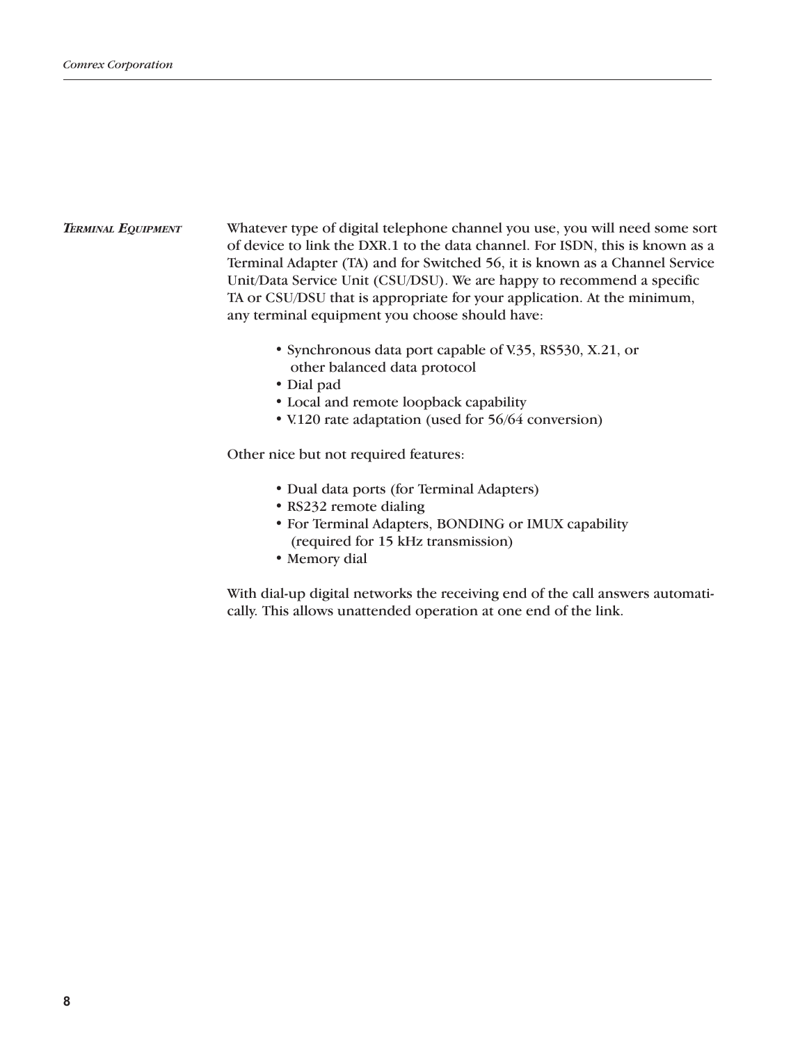## Terminal Equipment

Whatever type of digital telephone channel you use, you will need some sort of device to link the DXR.1 to the data channel. For ISDN, this is known as a Terminal Adapter (TA) and for Switched 56, it is known as a Channel Service Unit/Data Service Unit (CSU/DSU). We are happy to recommend a specific TA or CSU/DSU that is appropriate for your application. At the minimum, any terminal equipment you choose should have:

- Synchronous data port capable of V.35, RS530, X.21, or other balanced data protocol
- Dial pad
- Local and remote loopback capability
- V.120 rate adaptation (used for 56/64 conversion)

Other nice but not required features:

- Dual data ports (for Terminal Adapters)
- RS232 remote dialing
- For Terminal Adapters, BONDING or IMUX capability (required for 15 kHz transmission)
- Memory dial

With dial-up digital networks the receiving end of the call answers automatically. This allows unattended operation at one end of the link.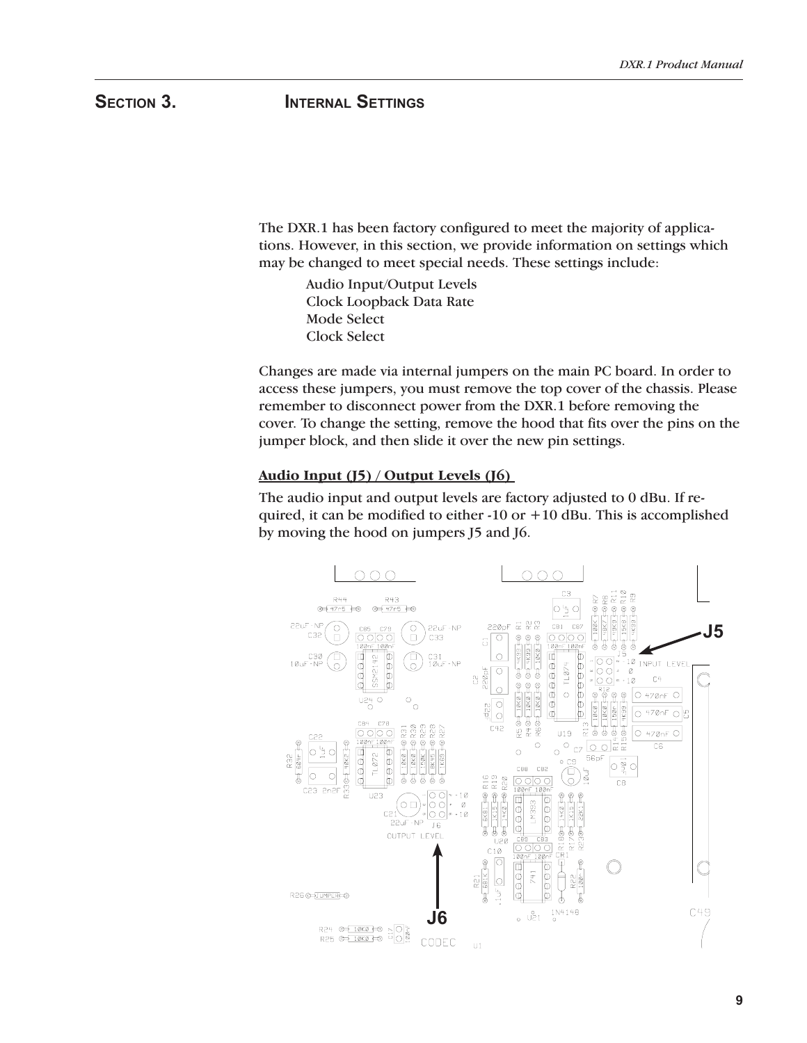## Section 3. Internal Settings

The DXR.1 has been factory configured to meet the majority of applications. However, in this section, we provide information on settings which may be changed to meet special needs. These settings include:

- Audio Input/Output Levels
- Clock Loopback Data Rate
- Mode Select
- Clock Select

Changes are made via internal jumpers on the main PC board. In order to access these jumpers, you must remove the top cover of the chassis. Please remember to disconnect power from the DXR.1 before removing the cover. To change the setting, remove the hood that fits over the pins on the jumper block, and then slide it over the new pin settings.

### Audio Input (J5) / Output Levels (J6)

The audio input and output levels are factory adjusted to 0 dBu. If required, it can be modified to either -10 or +10 dBu. This is accomplished by moving the hood on jumpers J5 and J6.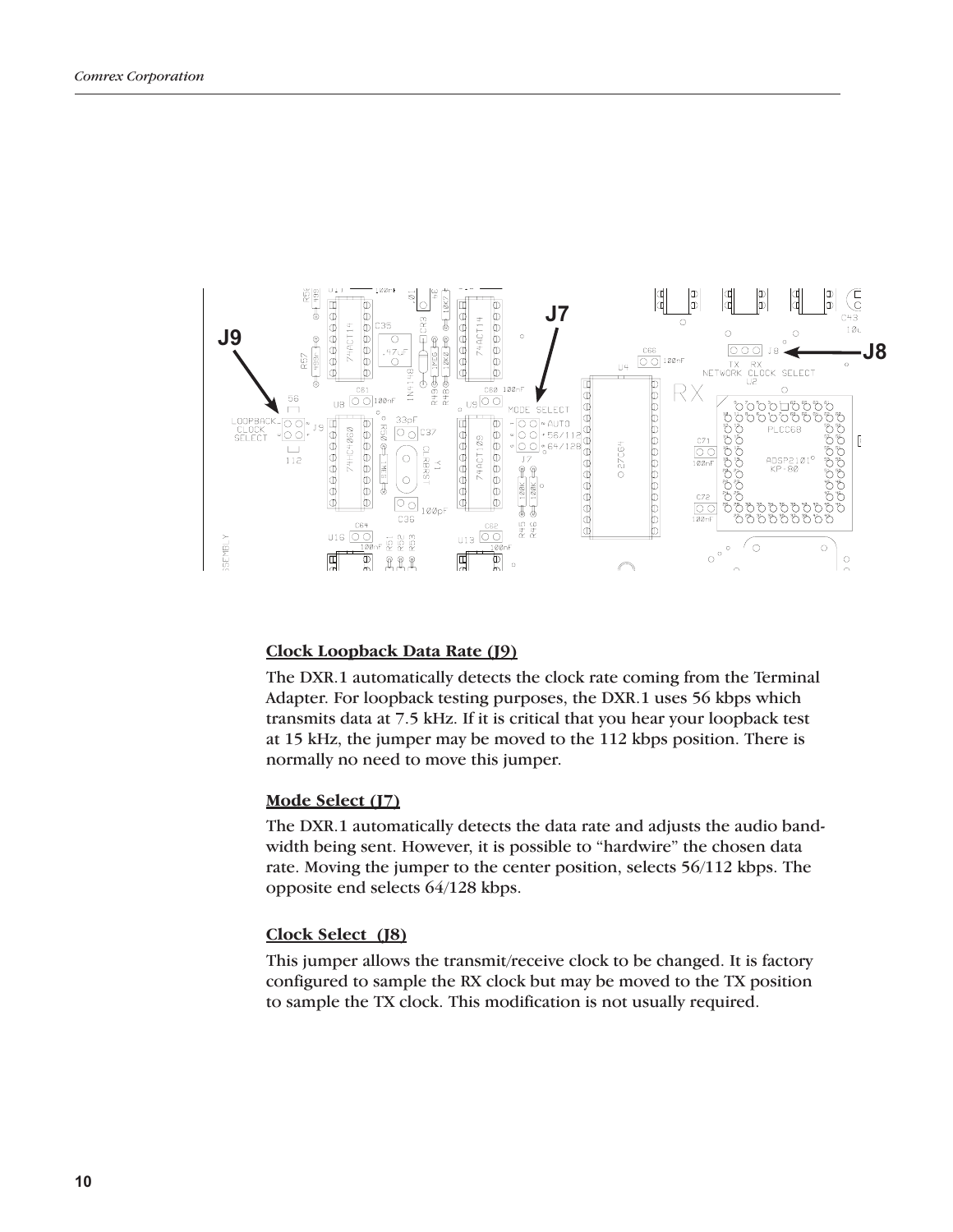### Clock Loopback Data Rate (J9)

The DXR.1 automatically detects the clock rate coming from the Terminal Adapter. For loopback testing purposes, the DXR.1 uses 56 kbps which transmits data at 7.5 kHz. If it is critical that you hear your loopback test at 15 kHz, the jumper may be moved to the 112 kbps position. There is normally no need to move this jumper.

### Mode Select (J7)

The DXR.1 automatically detects the data rate and adjusts the audio bandwidth being sent. However, it is possible to “hardwire” the chosen data rate. Moving the jumper to the center position, selects 56/112 kbps. The opposite end selects 64/128 kbps.

### Clock Select (J8)

This jumper allows the transmit/receive clock to be changed. It is factory configured to sample the RX clock but may be moved to the TX position to sample the TX clock. This modification is not usually required.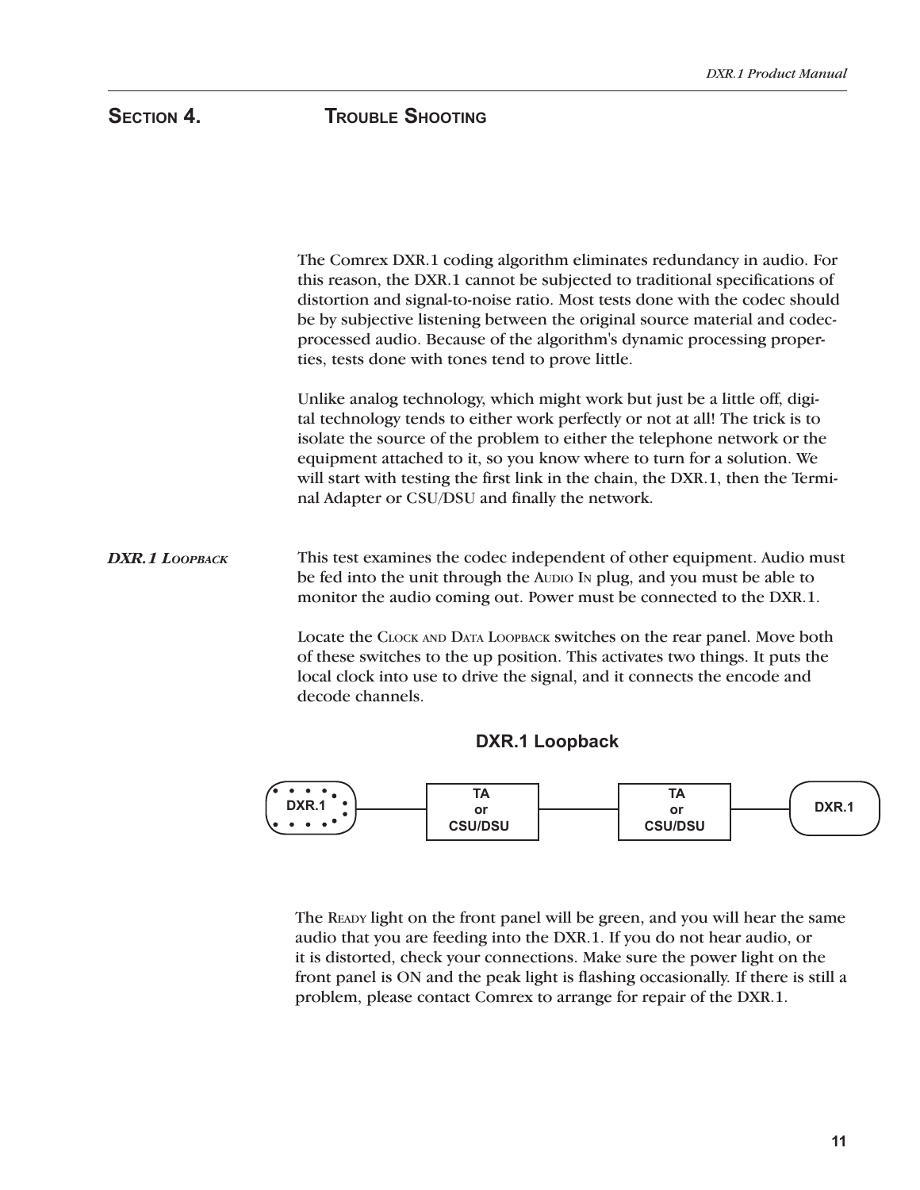# Section 4. Trouble Shooting

The Comrex DXR.1 coding algorithm eliminates redundancy in audio. For this reason, the DXR.1 cannot be subjected to traditional specifications of distortion and signal-to-noise ratio. Most tests done with the codec should be by subjective listening between the original source material and codec-processed audio. Because of the algorithm's dynamic processing properties, tests done with tones tend to prove little.

Unlike analog technology, which might work but just be a little off, digital technology tends to either work perfectly or not at all! The trick is to isolate the source of the problem to either the telephone network or the equipment attached to it, so you know where to turn for a solution. We will start with testing the first link in the chain, the DXR.1, then the Terminal Adapter or CSU/DSU and finally the network.

## *DXR.1 Loopback*

This test examines the codec independent of other equipment. Audio must be fed into the unit through the Audio In plug, and you must be able to monitor the audio coming out. Power must be connected to the DXR.1.

Locate the Clock and Data Loopback switches on the rear panel. Move both of these switches to the up position. This activates two things. It puts the local clock into use to drive the signal, and it connects the encode and decode channels.

**DXR.1 Loopback**

DXR.1 — TA or CSU/DSU — TA or CSU/DSU — DXR.1

The Ready light on the front panel will be green, and you will hear the same audio that you are feeding into the DXR.1. If you do not hear audio, or it is distorted, check your connections. Make sure the power light on the front panel is ON and the peak light is flashing occasionally. If there is still a problem, please contact Comrex to arrange for repair of the DXR.1.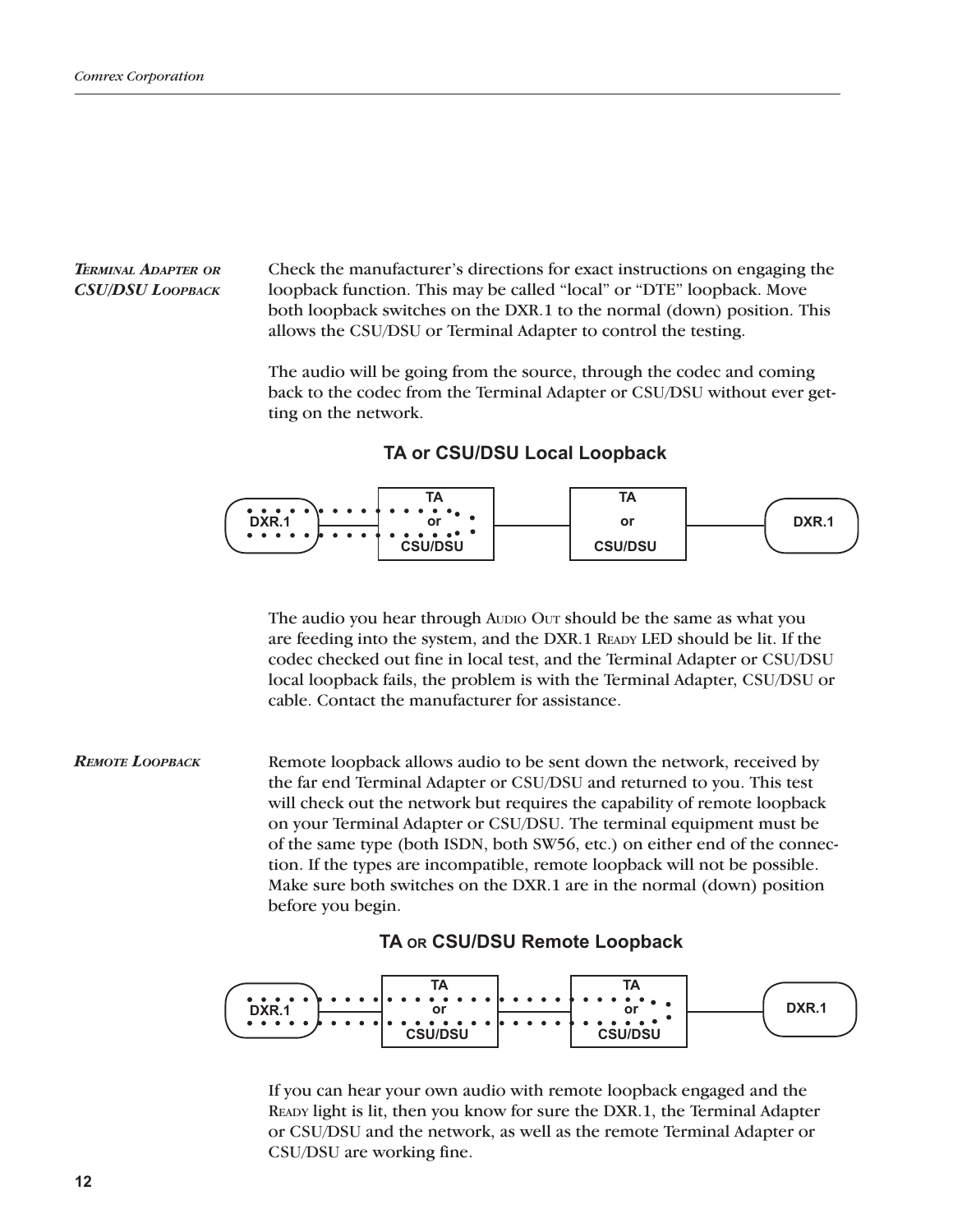### *Terminal Adapter or CSU/DSU Loopback*

Check the manufacturer's directions for exact instructions on engaging the loopback function. This may be called "local" or "DTE" loopback. Move both loopback switches on the DXR.1 to the normal (down) position. This allows the CSU/DSU or Terminal Adapter to control the testing.

The audio will be going from the source, through the codec and coming back to the codec from the Terminal Adapter or CSU/DSU without ever getting on the network.

**TA or CSU/DSU Local Loopback**

DXR.1 — TA or CSU/DSU — TA or CSU/DSU — DXR.1

The audio you hear through Audio Out should be the same as what you are feeding into the system, and the DXR.1 Ready LED should be lit. If the codec checked out fine in local test, and the Terminal Adapter or CSU/DSU local loopback fails, the problem is with the Terminal Adapter, CSU/DSU or cable. Contact the manufacturer for assistance.

### *Remote Loopback*

Remote loopback allows audio to be sent down the network, received by the far end Terminal Adapter or CSU/DSU and returned to you. This test will check out the network but requires the capability of remote loopback on your Terminal Adapter or CSU/DSU. The terminal equipment must be of the same type (both ISDN, both SW56, etc.) on either end of the connection. If the types are incompatible, remote loopback will not be possible. Make sure both switches on the DXR.1 are in the normal (down) position before you begin.

**TA or CSU/DSU Remote Loopback**

DXR.1 — TA or CSU/DSU — TA or CSU/DSU — DXR.1

If you can hear your own audio with remote loopback engaged and the Ready light is lit, then you know for sure the DXR.1, the Terminal Adapter or CSU/DSU and the network, as well as the remote Terminal Adapter or CSU/DSU are working fine.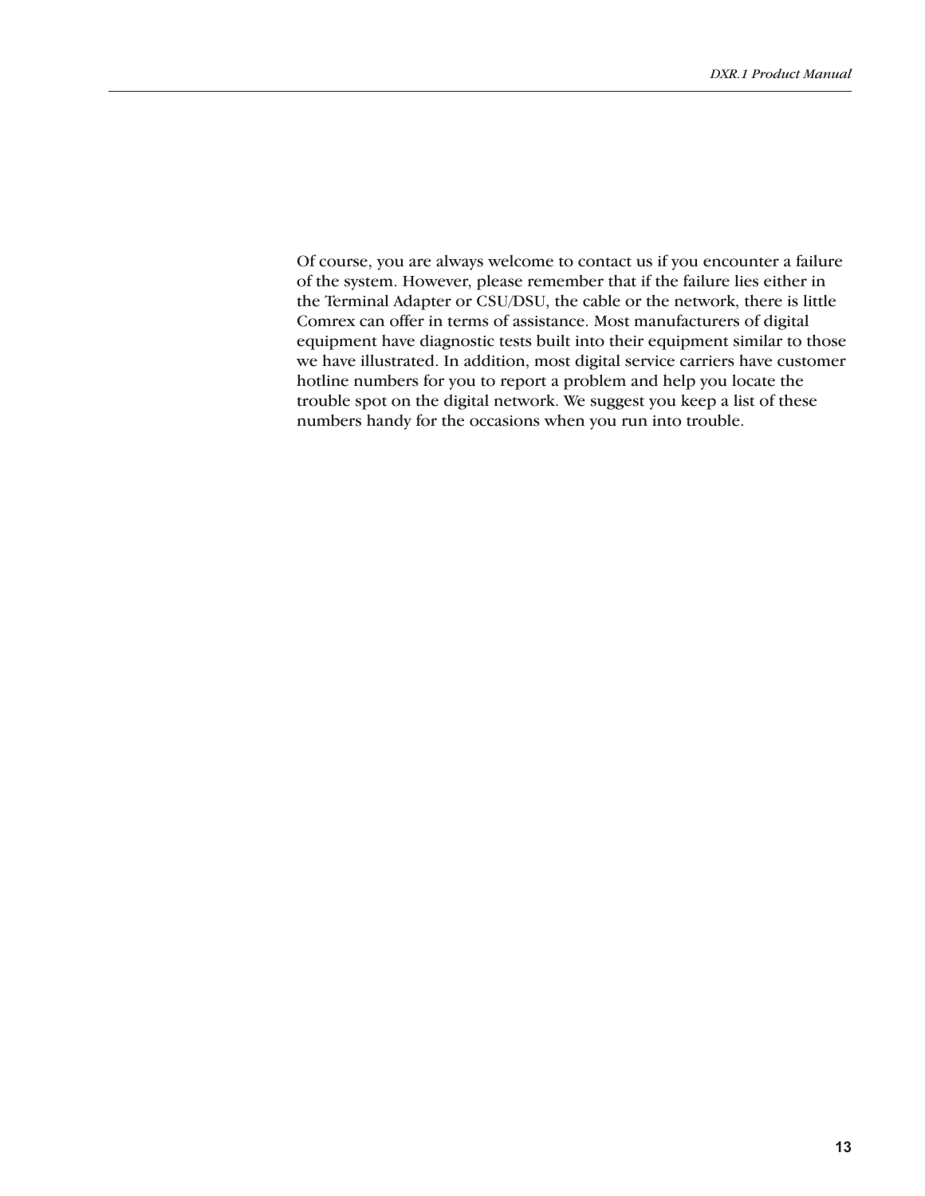Of course, you are always welcome to contact us if you encounter a failure of the system. However, please remember that if the failure lies either in the Terminal Adapter or CSU/DSU, the cable or the network, there is little Comrex can offer in terms of assistance. Most manufacturers of digital equipment have diagnostic tests built into their equipment similar to those we have illustrated. In addition, most digital service carriers have customer hotline numbers for you to report a problem and help you locate the trouble spot on the digital network. We suggest you keep a list of these numbers handy for the occasions when you run into trouble.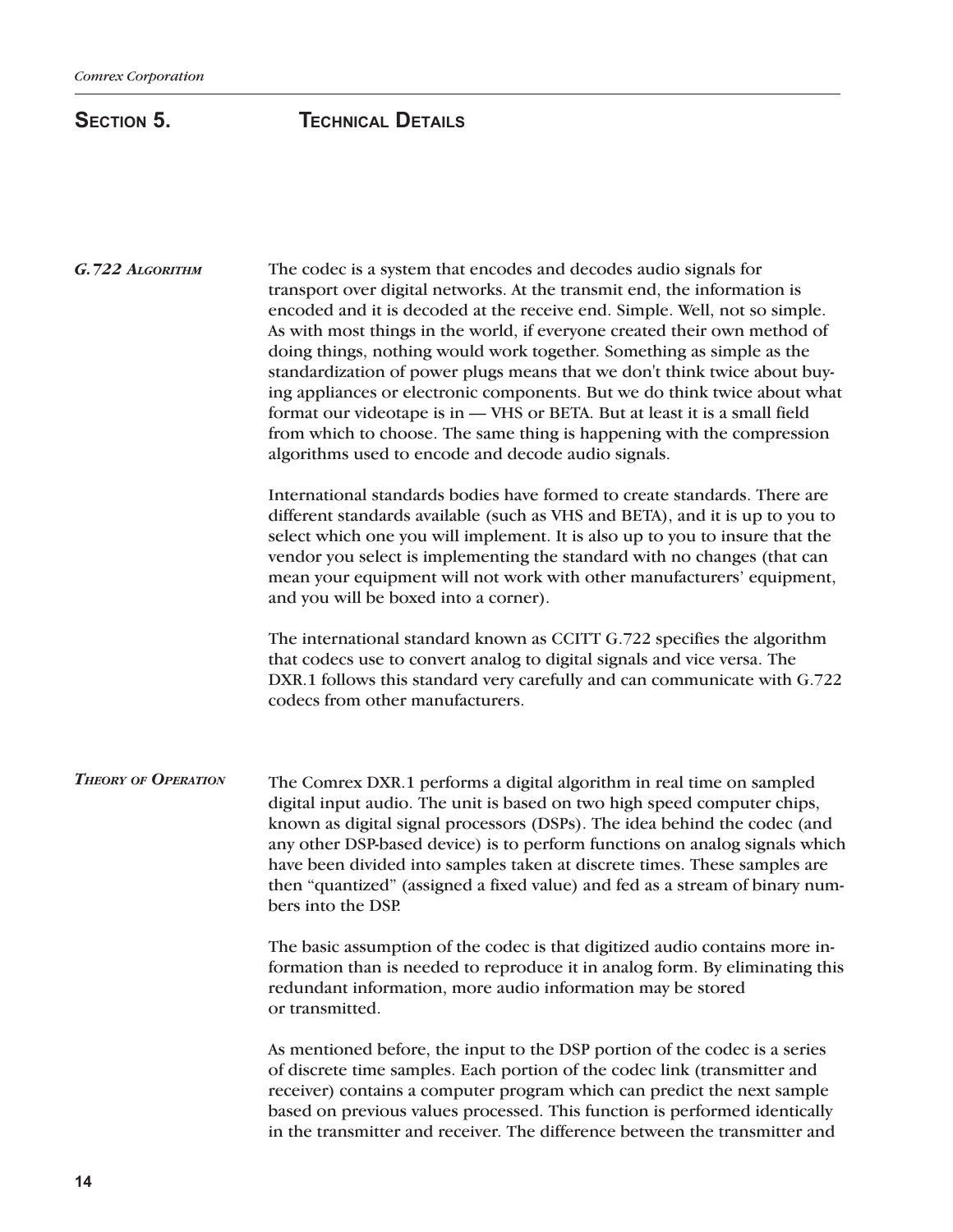# Section 5. Technical Details

### *G.722 Algorithm*

The codec is a system that encodes and decodes audio signals for transport over digital networks. At the transmit end, the information is encoded and it is decoded at the receive end. Simple. Well, not so simple. As with most things in the world, if everyone created their own method of doing things, nothing would work together. Something as simple as the standardization of power plugs means that we don't think twice about buying appliances or electronic components. But we do think twice about what format our videotape is in — VHS or BETA. But at least it is a small field from which to choose. The same thing is happening with the compression algorithms used to encode and decode audio signals.

International standards bodies have formed to create standards. There are different standards available (such as VHS and BETA), and it is up to you to select which one you will implement. It is also up to you to insure that the vendor you select is implementing the standard with no changes (that can mean your equipment will not work with other manufacturers' equipment, and you will be boxed into a corner).

The international standard known as CCITT G.722 specifies the algorithm that codecs use to convert analog to digital signals and vice versa. The DXR.1 follows this standard very carefully and can communicate with G.722 codecs from other manufacturers.

### *Theory of Operation*

The Comrex DXR.1 performs a digital algorithm in real time on sampled digital input audio. The unit is based on two high speed computer chips, known as digital signal processors (DSPs). The idea behind the codec (and any other DSP-based device) is to perform functions on analog signals which have been divided into samples taken at discrete times. These samples are then "quantized" (assigned a fixed value) and fed as a stream of binary numbers into the DSP.

The basic assumption of the codec is that digitized audio contains more information than is needed to reproduce it in analog form. By eliminating this redundant information, more audio information may be stored or transmitted.

As mentioned before, the input to the DSP portion of the codec is a series of discrete time samples. Each portion of the codec link (transmitter and receiver) contains a computer program which can predict the next sample based on previous values processed. This function is performed identically in the transmitter and receiver. The difference between the transmitter and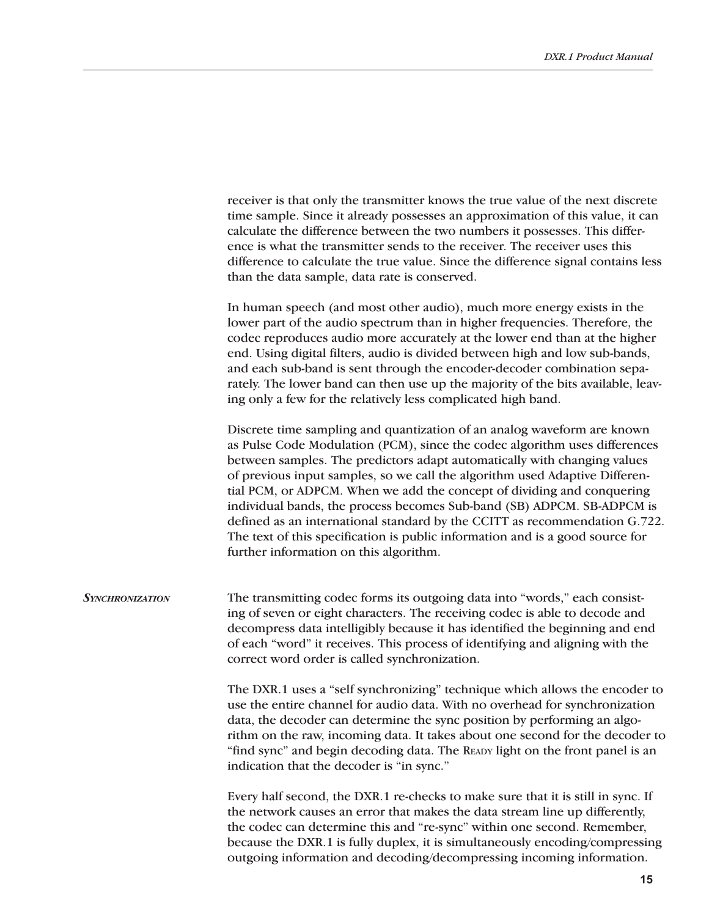receiver is that only the transmitter knows the true value of the next discrete time sample. Since it already possesses an approximation of this value, it can calculate the difference between the two numbers it possesses. This difference is what the transmitter sends to the receiver. The receiver uses this difference to calculate the true value. Since the difference signal contains less than the data sample, data rate is conserved.

In human speech (and most other audio), much more energy exists in the lower part of the audio spectrum than in higher frequencies. Therefore, the codec reproduces audio more accurately at the lower end than at the higher end. Using digital filters, audio is divided between high and low sub-bands, and each sub-band is sent through the encoder-decoder combination separately. The lower band can then use up the majority of the bits available, leaving only a few for the relatively less complicated high band.

Discrete time sampling and quantization of an analog waveform are known as Pulse Code Modulation (PCM), since the codec algorithm uses differences between samples. The predictors adapt automatically with changing values of previous input samples, so we call the algorithm used Adaptive Differential PCM, or ADPCM. When we add the concept of dividing and conquering individual bands, the process becomes Sub-band (SB) ADPCM. SB-ADPCM is defined as an international standard by the CCITT as recommendation G.722. The text of this specification is public information and is a good source for further information on this algorithm.

### *Synchronization*

The transmitting codec forms its outgoing data into “words,” each consisting of seven or eight characters. The receiving codec is able to decode and decompress data intelligibly because it has identified the beginning and end of each “word” it receives. This process of identifying and aligning with the correct word order is called synchronization.

The DXR.1 uses a “self synchronizing” technique which allows the encoder to use the entire channel for audio data. With no overhead for synchronization data, the decoder can determine the sync position by performing an algorithm on the raw, incoming data. It takes about one second for the decoder to “find sync” and begin decoding data. The READY light on the front panel is an indication that the decoder is “in sync.”

Every half second, the DXR.1 re-checks to make sure that it is still in sync. If the network causes an error that makes the data stream line up differently, the codec can determine this and “re-sync” within one second. Remember, because the DXR.1 is fully duplex, it is simultaneously encoding/compressing outgoing information and decoding/decompressing incoming information.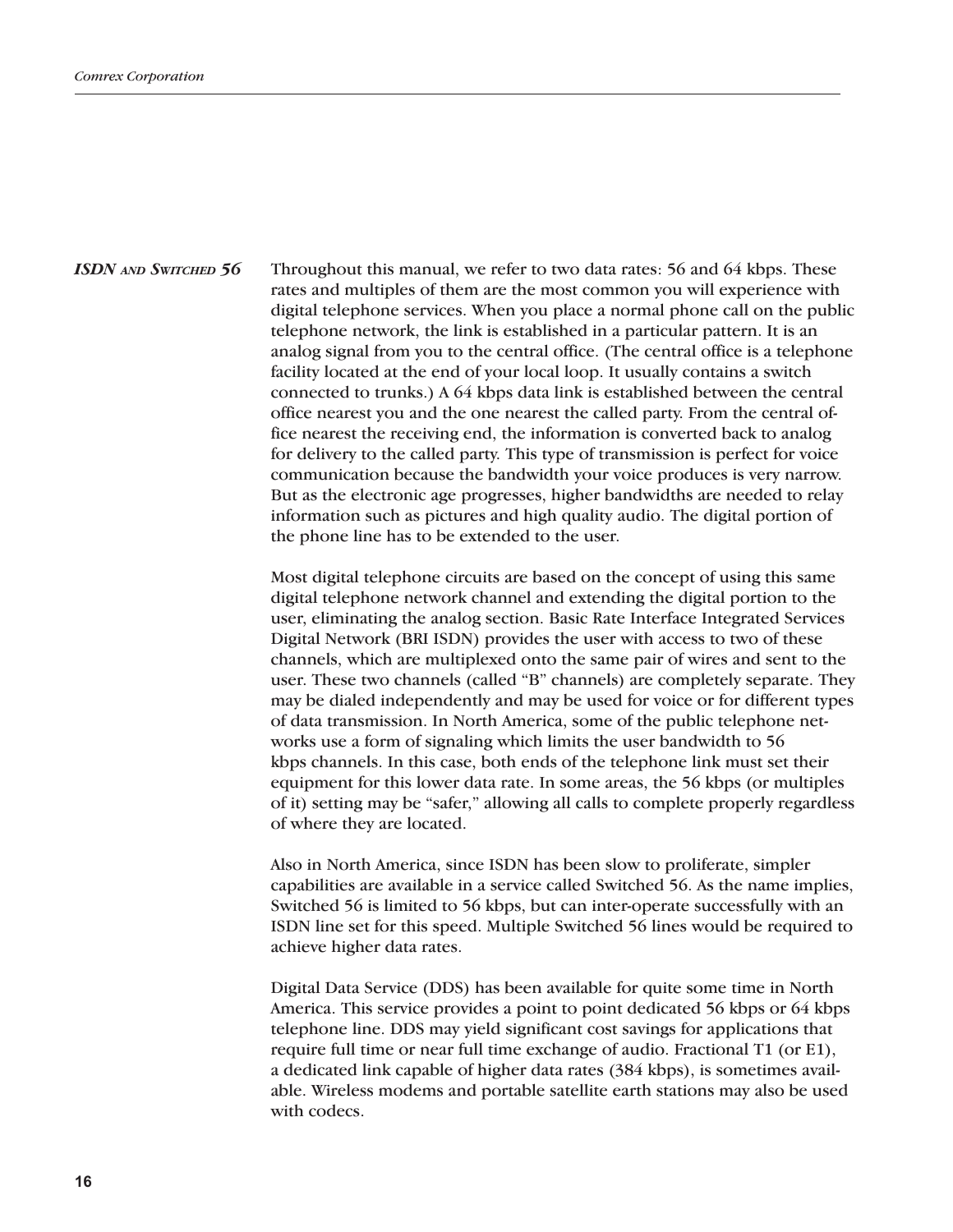### ISDN and Switched 56

Throughout this manual, we refer to two data rates: 56 and 64 kbps. These rates and multiples of them are the most common you will experience with digital telephone services. When you place a normal phone call on the public telephone network, the link is established in a particular pattern. It is an analog signal from you to the central office. (The central office is a telephone facility located at the end of your local loop. It usually contains a switch connected to trunks.) A 64 kbps data link is established between the central office nearest you and the one nearest the called party. From the central office nearest the receiving end, the information is converted back to analog for delivery to the called party. This type of transmission is perfect for voice communication because the bandwidth your voice produces is very narrow. But as the electronic age progresses, higher bandwidths are needed to relay information such as pictures and high quality audio. The digital portion of the phone line has to be extended to the user.

Most digital telephone circuits are based on the concept of using this same digital telephone network channel and extending the digital portion to the user, eliminating the analog section. Basic Rate Interface Integrated Services Digital Network (BRI ISDN) provides the user with access to two of these channels, which are multiplexed onto the same pair of wires and sent to the user. These two channels (called "B" channels) are completely separate. They may be dialed independently and may be used for voice or for different types of data transmission. In North America, some of the public telephone networks use a form of signaling which limits the user bandwidth to 56 kbps channels. In this case, both ends of the telephone link must set their equipment for this lower data rate. In some areas, the 56 kbps (or multiples of it) setting may be "safer," allowing all calls to complete properly regardless of where they are located.

Also in North America, since ISDN has been slow to proliferate, simpler capabilities are available in a service called Switched 56. As the name implies, Switched 56 is limited to 56 kbps, but can inter-operate successfully with an ISDN line set for this speed. Multiple Switched 56 lines would be required to achieve higher data rates.

Digital Data Service (DDS) has been available for quite some time in North America. This service provides a point to point dedicated 56 kbps or 64 kbps telephone line. DDS may yield significant cost savings for applications that require full time or near full time exchange of audio. Fractional T1 (or E1), a dedicated link capable of higher data rates (384 kbps), is sometimes available. Wireless modems and portable satellite earth stations may also be used with codecs.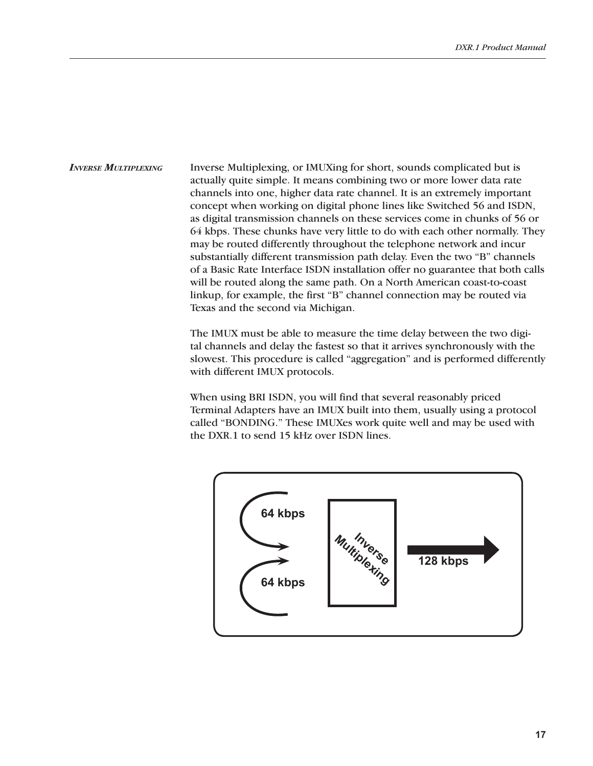## *Inverse Multiplexing*

Inverse Multiplexing, or IMUXing for short, sounds complicated but is actually quite simple. It means combining two or more lower data rate channels into one, higher data rate channel. It is an extremely important concept when working on digital phone lines like Switched 56 and ISDN, as digital transmission channels on these services come in chunks of 56 or 64 kbps. These chunks have very little to do with each other normally. They may be routed differently throughout the telephone network and incur substantially different transmission path delay. Even the two "B" channels of a Basic Rate Interface ISDN installation offer no guarantee that both calls will be routed along the same path. On a North American coast-to-coast linkup, for example, the first "B" channel connection may be routed via Texas and the second via Michigan.

The IMUX must be able to measure the time delay between the two digital channels and delay the fastest so that it arrives synchronously with the slowest. This procedure is called "aggregation" and is performed differently with different IMUX protocols.

When using BRI ISDN, you will find that several reasonably priced Terminal Adapters have an IMUX built into them, usually using a protocol called "BONDING." These IMUXes work quite well and may be used with the DXR.1 to send 15 kHz over ISDN lines.

64 kbps

64 kbps

Inverse Multiplexing

128 kbps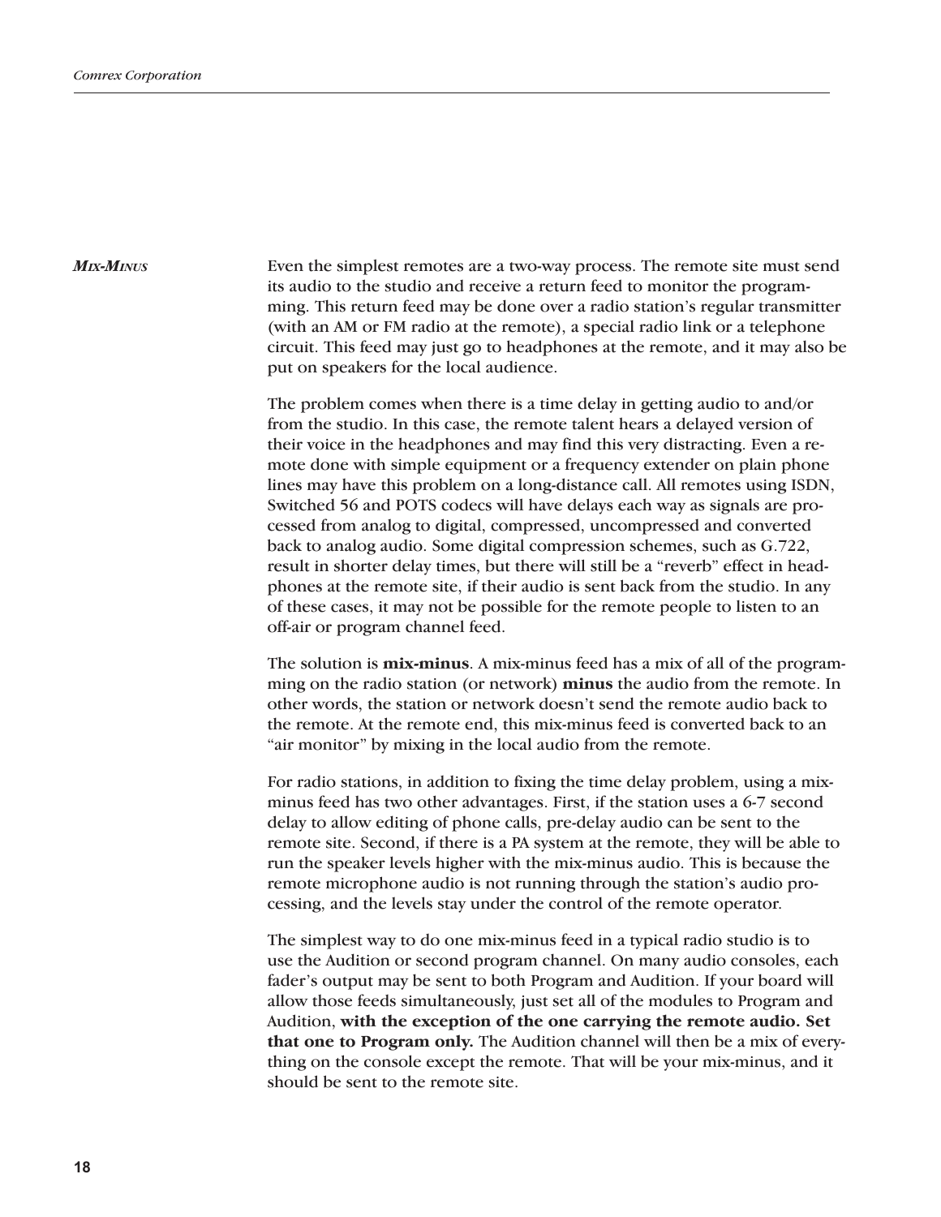### *Mix-Minus*

Even the simplest remotes are a two-way process. The remote site must send its audio to the studio and receive a return feed to monitor the programming. This return feed may be done over a radio station's regular transmitter (with an AM or FM radio at the remote), a special radio link or a telephone circuit. This feed may just go to headphones at the remote, and it may also be put on speakers for the local audience.

The problem comes when there is a time delay in getting audio to and/or from the studio. In this case, the remote talent hears a delayed version of their voice in the headphones and may find this very distracting. Even a remote done with simple equipment or a frequency extender on plain phone lines may have this problem on a long-distance call. All remotes using ISDN, Switched 56 and POTS codecs will have delays each way as signals are processed from analog to digital, compressed, uncompressed and converted back to analog audio. Some digital compression schemes, such as G.722, result in shorter delay times, but there will still be a "reverb" effect in headphones at the remote site, if their audio is sent back from the studio. In any of these cases, it may not be possible for the remote people to listen to an off-air or program channel feed.

The solution is **mix-minus**. A mix-minus feed has a mix of all of the programming on the radio station (or network) **minus** the audio from the remote. In other words, the station or network doesn't send the remote audio back to the remote. At the remote end, this mix-minus feed is converted back to an "air monitor" by mixing in the local audio from the remote.

For radio stations, in addition to fixing the time delay problem, using a mix-minus feed has two other advantages. First, if the station uses a 6-7 second delay to allow editing of phone calls, pre-delay audio can be sent to the remote site. Second, if there is a PA system at the remote, they will be able to run the speaker levels higher with the mix-minus audio. This is because the remote microphone audio is not running through the station's audio processing, and the levels stay under the control of the remote operator.

The simplest way to do one mix-minus feed in a typical radio studio is to use the Audition or second program channel. On many audio consoles, each fader's output may be sent to both Program and Audition. If your board will allow those feeds simultaneously, just set all of the modules to Program and Audition, **with the exception of the one carrying the remote audio. Set that one to Program only.** The Audition channel will then be a mix of everything on the console except the remote. That will be your mix-minus, and it should be sent to the remote site.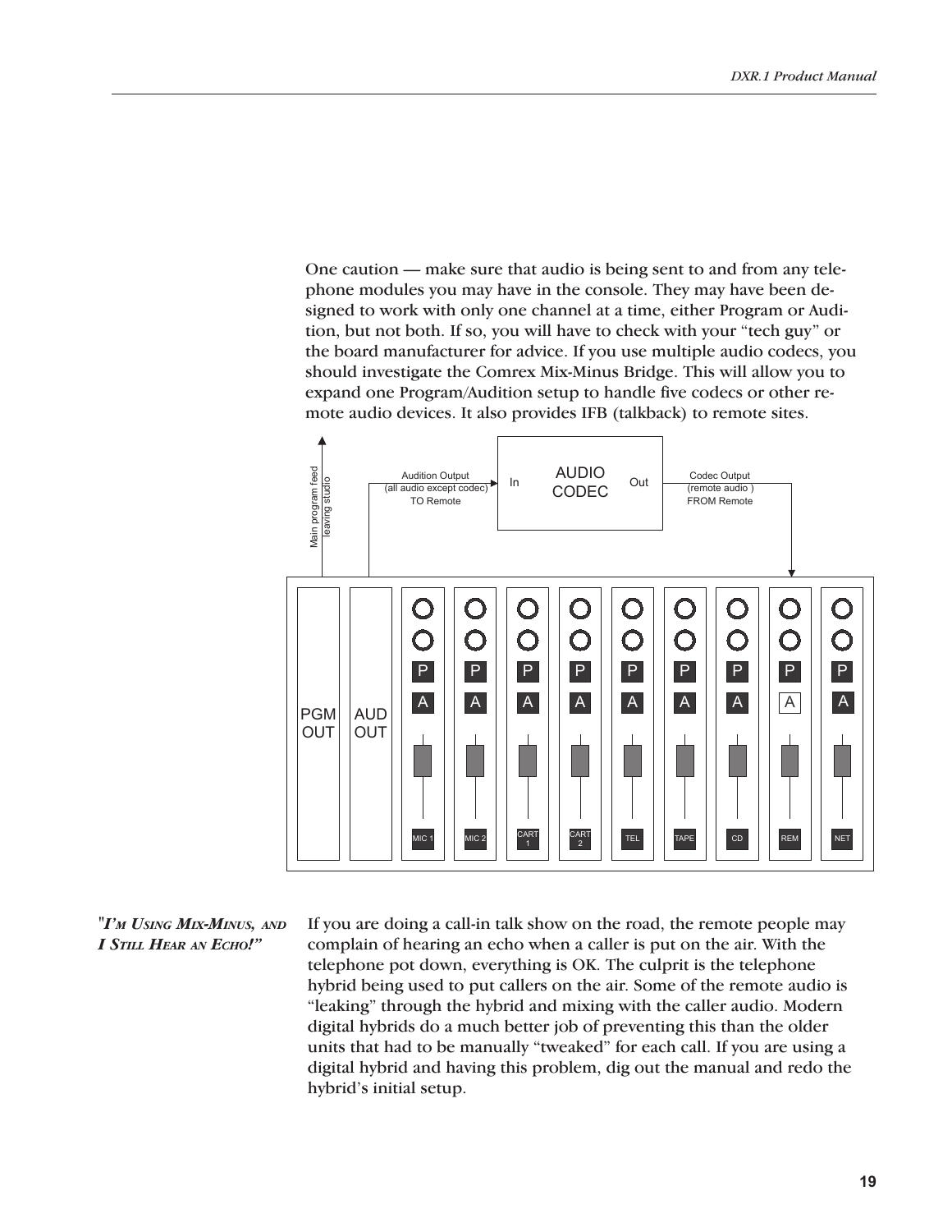One caution — make sure that audio is being sent to and from any telephone modules you may have in the console. They may have been designed to work with only one channel at a time, either Program or Audition, but not both. If so, you will have to check with your "tech guy" or the board manufacturer for advice. If you use multiple audio codecs, you should investigate the Comrex Mix-Minus Bridge. This will allow you to expand one Program/Audition setup to handle five codecs or other remote audio devices. It also provides IFB (talkback) to remote sites.

Main program feed leaving studio

Audition Output (all audio except codec) TO Remote

In AUDIO CODEC Out

Codec Output (remote audio) FROM Remote

PGM OUT | AUD OUT | MIC 1 | MIC 2 | CART 1 | CART 2 | TEL | TAPE | CD | REM | NET

***"I'm Using Mix-Minus, and I Still Hear an Echo!"***

If you are doing a call-in talk show on the road, the remote people may complain of hearing an echo when a caller is put on the air. With the telephone pot down, everything is OK. The culprit is the telephone hybrid being used to put callers on the air. Some of the remote audio is "leaking" through the hybrid and mixing with the caller audio. Modern digital hybrids do a much better job of preventing this than the older units that had to be manually "tweaked" for each call. If you are using a digital hybrid and having this problem, dig out the manual and redo the hybrid's initial setup.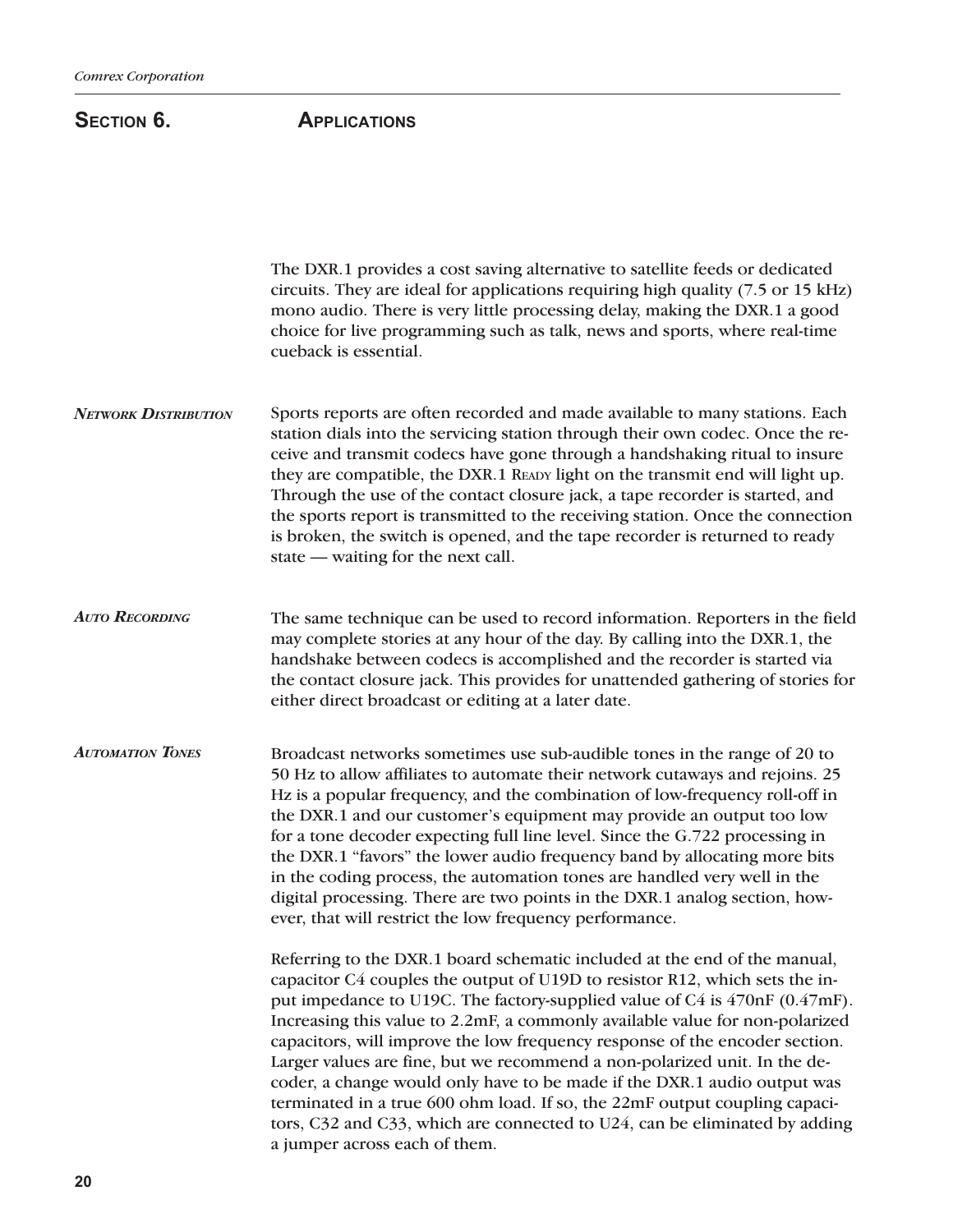## SECTION 6. APPLICATIONS

The DXR.1 provides a cost saving alternative to satellite feeds or dedicated circuits. They are ideal for applications requiring high quality (7.5 or 15 kHz) mono audio. There is very little processing delay, making the DXR.1 a good choice for live programming such as talk, news and sports, where real-time cueback is essential.

### *NETWORK DISTRIBUTION*

Sports reports are often recorded and made available to many stations. Each station dials into the servicing station through their own codec. Once the receive and transmit codecs have gone through a handshaking ritual to insure they are compatible, the DXR.1 READY light on the transmit end will light up. Through the use of the contact closure jack, a tape recorder is started, and the sports report is transmitted to the receiving station. Once the connection is broken, the switch is opened, and the tape recorder is returned to ready state — waiting for the next call.

### *AUTO RECORDING*

The same technique can be used to record information. Reporters in the field may complete stories at any hour of the day. By calling into the DXR.1, the handshake between codecs is accomplished and the recorder is started via the contact closure jack. This provides for unattended gathering of stories for either direct broadcast or editing at a later date.

### *AUTOMATION TONES*

Broadcast networks sometimes use sub-audible tones in the range of 20 to 50 Hz to allow affiliates to automate their network cutaways and rejoins. 25 Hz is a popular frequency, and the combination of low-frequency roll-off in the DXR.1 and our customer's equipment may provide an output too low for a tone decoder expecting full line level. Since the G.722 processing in the DXR.1 "favors" the lower audio frequency band by allocating more bits in the coding process, the automation tones are handled very well in the digital processing. There are two points in the DXR.1 analog section, however, that will restrict the low frequency performance.

Referring to the DXR.1 board schematic included at the end of the manual, capacitor C4 couples the output of U19D to resistor R12, which sets the input impedance to U19C. The factory-supplied value of C4 is 470nF (0.47mF). Increasing this value to 2.2mF, a commonly available value for non-polarized capacitors, will improve the low frequency response of the encoder section. Larger values are fine, but we recommend a non-polarized unit. In the decoder, a change would only have to be made if the DXR.1 audio output was terminated in a true 600 ohm load. If so, the 22mF output coupling capacitors, C32 and C33, which are connected to U24, can be eliminated by adding a jumper across each of them.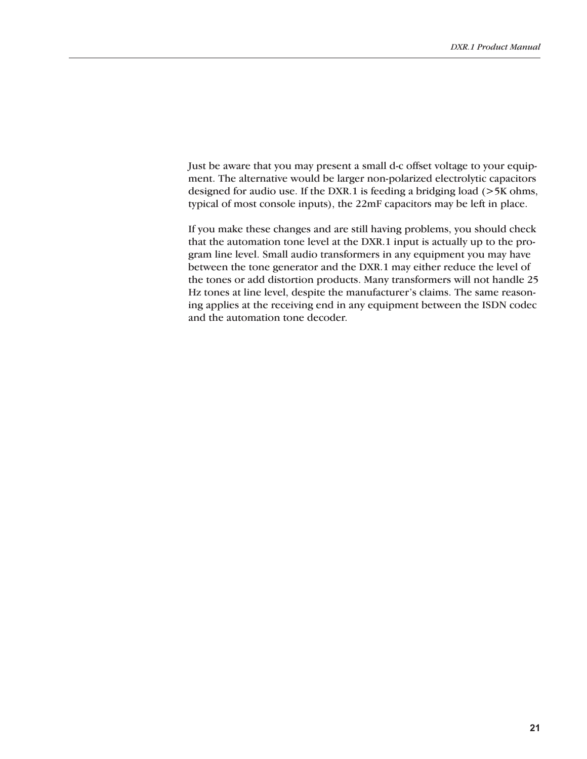Just be aware that you may present a small d-c offset voltage to your equipment. The alternative would be larger non-polarized electrolytic capacitors designed for audio use. If the DXR.1 is feeding a bridging load (>5K ohms, typical of most console inputs), the 22mF capacitors may be left in place.

If you make these changes and are still having problems, you should check that the automation tone level at the DXR.1 input is actually up to the program line level. Small audio transformers in any equipment you may have between the tone generator and the DXR.1 may either reduce the level of the tones or add distortion products. Many transformers will not handle 25 Hz tones at line level, despite the manufacturer's claims. The same reasoning applies at the receiving end in any equipment between the ISDN codec and the automation tone decoder.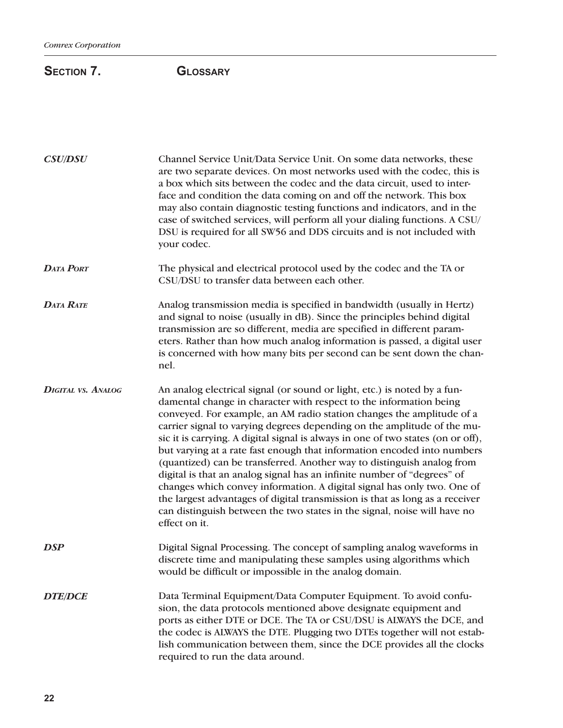## Section 7. Glossary

***CSU/DSU*** Channel Service Unit/Data Service Unit. On some data networks, these are two separate devices. On most networks used with the codec, this is a box which sits between the codec and the data circuit, used to interface and condition the data coming on and off the network. This box may also contain diagnostic testing functions and indicators, and in the case of switched services, will perform all your dialing functions. A CSU/DSU is required for all SW56 and DDS circuits and is not included with your codec.

***Data Port*** The physical and electrical protocol used by the codec and the TA or CSU/DSU to transfer data between each other.

***Data Rate*** Analog transmission media is specified in bandwidth (usually in Hertz) and signal to noise (usually in dB). Since the principles behind digital transmission are so different, media are specified in different parameters. Rather than how much analog information is passed, a digital user is concerned with how many bits per second can be sent down the channel.

***Digital vs. Analog*** An analog electrical signal (or sound or light, etc.) is noted by a fundamental change in character with respect to the information being conveyed. For example, an AM radio station changes the amplitude of a carrier signal to varying degrees depending on the amplitude of the music it is carrying. A digital signal is always in one of two states (on or off), but varying at a rate fast enough that information encoded into numbers (quantized) can be transferred. Another way to distinguish analog from digital is that an analog signal has an infinite number of "degrees" of changes which convey information. A digital signal has only two. One of the largest advantages of digital transmission is that as long as a receiver can distinguish between the two states in the signal, noise will have no effect on it.

***DSP*** Digital Signal Processing. The concept of sampling analog waveforms in discrete time and manipulating these samples using algorithms which would be difficult or impossible in the analog domain.

***DTE/DCE*** Data Terminal Equipment/Data Computer Equipment. To avoid confusion, the data protocols mentioned above designate equipment and ports as either DTE or DCE. The TA or CSU/DSU is ALWAYS the DCE, and the codec is ALWAYS the DTE. Plugging two DTEs together will not establish communication between them, since the DCE provides all the clocks required to run the data around.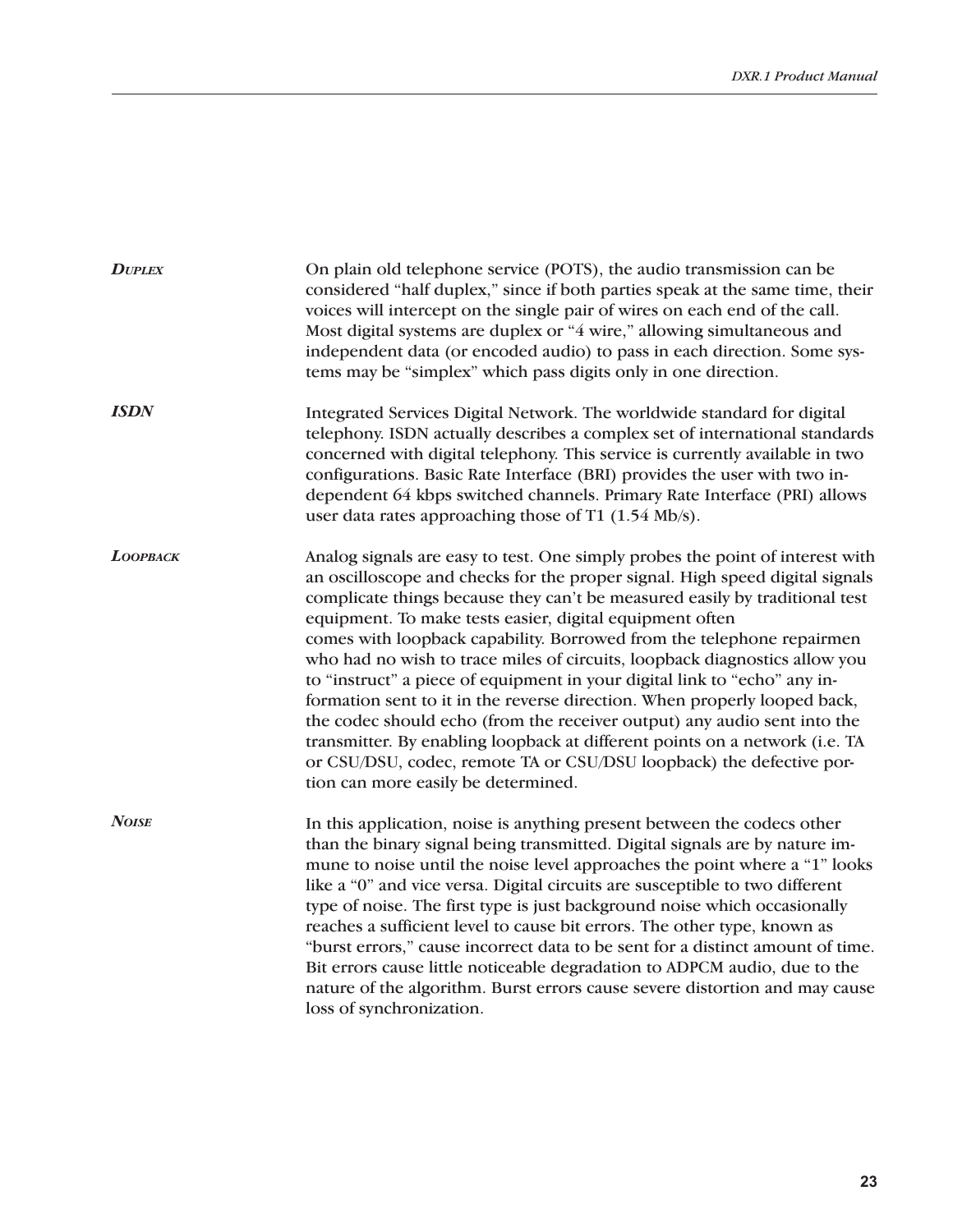***Duplex***

On plain old telephone service (POTS), the audio transmission can be considered "half duplex," since if both parties speak at the same time, their voices will intercept on the single pair of wires on each end of the call. Most digital systems are duplex or "4 wire," allowing simultaneous and independent data (or encoded audio) to pass in each direction. Some systems may be "simplex" which pass digits only in one direction.

***ISDN***

Integrated Services Digital Network. The worldwide standard for digital telephony. ISDN actually describes a complex set of international standards concerned with digital telephony. This service is currently available in two configurations. Basic Rate Interface (BRI) provides the user with two independent 64 kbps switched channels. Primary Rate Interface (PRI) allows user data rates approaching those of T1 (1.54 Mb/s).

***Loopback***

Analog signals are easy to test. One simply probes the point of interest with an oscilloscope and checks for the proper signal. High speed digital signals complicate things because they can't be measured easily by traditional test equipment. To make tests easier, digital equipment often comes with loopback capability. Borrowed from the telephone repairmen who had no wish to trace miles of circuits, loopback diagnostics allow you to "instruct" a piece of equipment in your digital link to "echo" any information sent to it in the reverse direction. When properly looped back, the codec should echo (from the receiver output) any audio sent into the transmitter. By enabling loopback at different points on a network (i.e. TA or CSU/DSU, codec, remote TA or CSU/DSU loopback) the defective portion can more easily be determined.

***Noise***

In this application, noise is anything present between the codecs other than the binary signal being transmitted. Digital signals are by nature immune to noise until the noise level approaches the point where a "1" looks like a "0" and vice versa. Digital circuits are susceptible to two different type of noise. The first type is just background noise which occasionally reaches a sufficient level to cause bit errors. The other type, known as "burst errors," cause incorrect data to be sent for a distinct amount of time. Bit errors cause little noticeable degradation to ADPCM audio, due to the nature of the algorithm. Burst errors cause severe distortion and may cause loss of synchronization.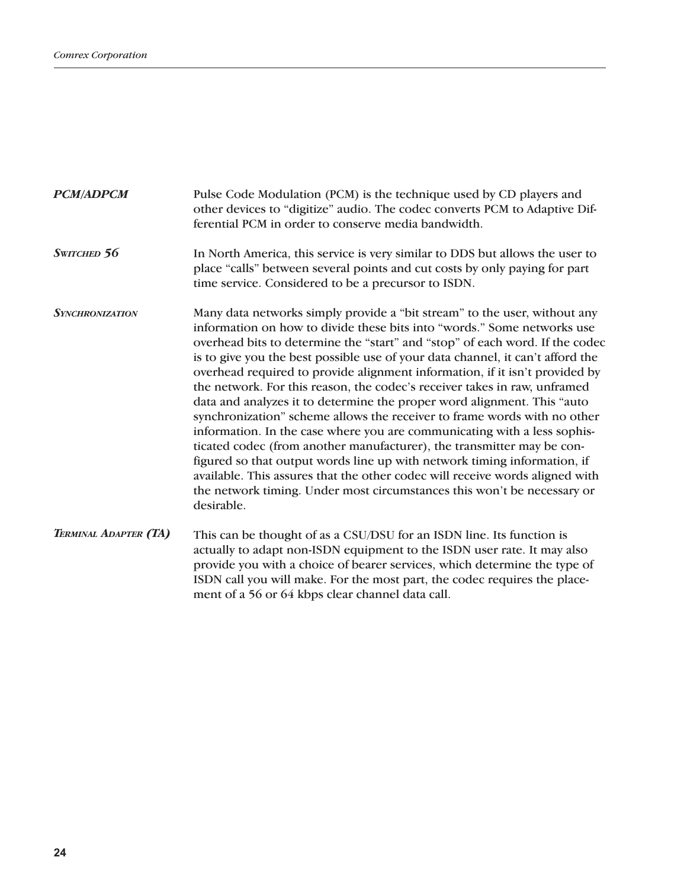**PCM/ADPCM** Pulse Code Modulation (PCM) is the technique used by CD players and other devices to "digitize" audio. The codec converts PCM to Adaptive Differential PCM in order to conserve media bandwidth.

***Switched 56*** In North America, this service is very similar to DDS but allows the user to place "calls" between several points and cut costs by only paying for part time service. Considered to be a precursor to ISDN.

***Synchronization*** Many data networks simply provide a "bit stream" to the user, without any information on how to divide these bits into "words." Some networks use overhead bits to determine the "start" and "stop" of each word. If the codec is to give you the best possible use of your data channel, it can't afford the overhead required to provide alignment information, if it isn't provided by the network. For this reason, the codec's receiver takes in raw, unframed data and analyzes it to determine the proper word alignment. This "auto synchronization" scheme allows the receiver to frame words with no other information. In the case where you are communicating with a less sophisticated codec (from another manufacturer), the transmitter may be configured so that output words line up with network timing information, if available. This assures that the other codec will receive words aligned with the network timing. Under most circumstances this won't be necessary or desirable.

***Terminal Adapter (TA)*** This can be thought of as a CSU/DSU for an ISDN line. Its function is actually to adapt non-ISDN equipment to the ISDN user rate. It may also provide you with a choice of bearer services, which determine the type of ISDN call you will make. For the most part, the codec requires the placement of a 56 or 64 kbps clear channel data call.